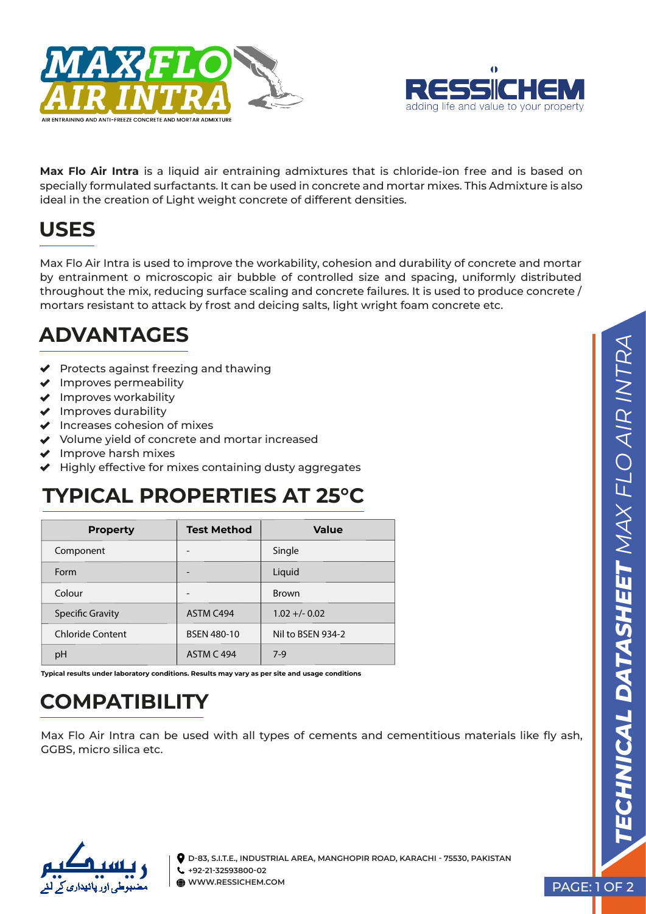# MAX FLO AIR INTRA

AIR ENTRAINING AND ANTI-FREEZE CONCRETE AND MORTAR ADMIXTURE

RESSICHEM
adding life and value to your property

**Max Flo Air Intra** is a liquid air entraining admixtures that is chloride-ion free and is based on specially formulated surfactants. It can be used in concrete and mortar mixes. This Admixture is also ideal in the creation of Light weight concrete of different densities.

## USES

Max Flo Air Intra is used to improve the workability, cohesion and durability of concrete and mortar by entrainment o microscopic air bubble of controlled size and spacing, uniformly distributed throughout the mix, reducing surface scaling and concrete failures. It is used to produce concrete / mortars resistant to attack by frost and deicing salts, light wright foam concrete etc.

## ADVANTAGES

- Protects against freezing and thawing
- Improves permeability
- Improves workability
- Improves durability
- Increases cohesion of mixes
- Volume yield of concrete and mortar increased
- Improve harsh mixes
- Highly effective for mixes containing dusty aggregates

## TYPICAL PROPERTIES AT 25°C

| Property | Test Method | Value |
|---|---|---|
| Component | - | Single |
| Form | - | Liquid |
| Colour | - | Brown |
| Specific Gravity | ASTM C494 | 1.02 +/- 0.02 |
| Chloride Content | BSEN 480-10 | Nil to BSEN 934-2 |
| pH | ASTM C 494 | 7-9 |

**Typical results under laboratory conditions. Results may vary as per site and usage conditions**

## COMPATIBILITY

Max Flo Air Intra can be used with all types of cements and cementitious materials like fly ash, GGBS, micro silica etc.

ریسیکیم
مضبوطی اور پائیداری کے لئے

D-83, S.I.T.E., INDUSTRIAL AREA, MANGHOPIR ROAD, KARACHI - 75530, PAKISTAN
+92-21-32593800-02
WWW.RESSICHEM.COM

TECHNICAL DATASHEET MAX FLO AIR INTRA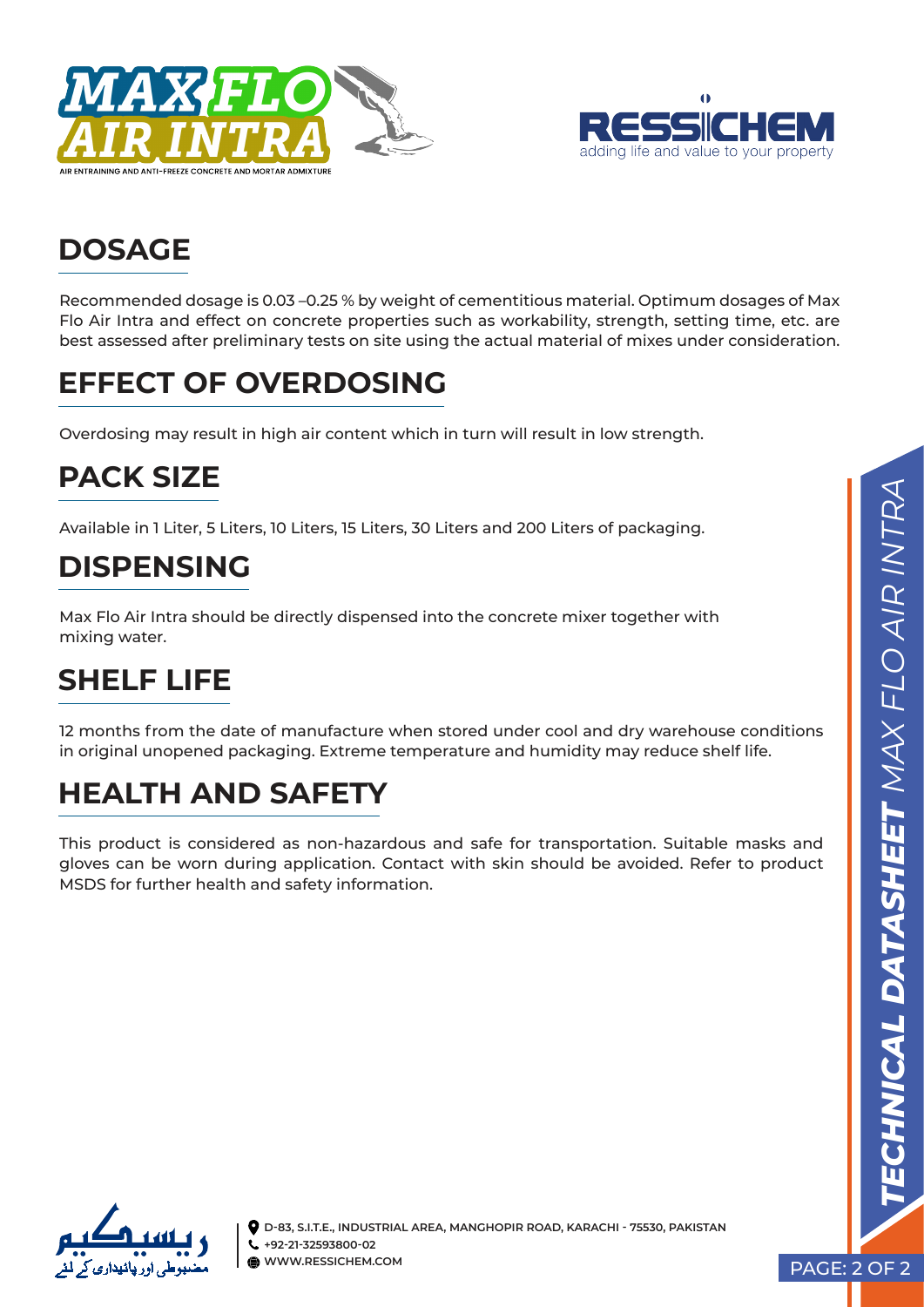## DOSAGE

Recommended dosage is 0.03 –0.25 % by weight of cementitious material. Optimum dosages of Max Flo Air Intra and effect on concrete properties such as workability, strength, setting time, etc. are best assessed after preliminary tests on site using the actual material of mixes under consideration.

## EFFECT OF OVERDOSING

Overdosing may result in high air content which in turn will result in low strength.

## PACK SIZE

Available in 1 Liter, 5 Liters, 10 Liters, 15 Liters, 30 Liters and 200 Liters of packaging.

## DISPENSING

Max Flo Air Intra should be directly dispensed into the concrete mixer together with mixing water.

## SHELF LIFE

12 months from the date of manufacture when stored under cool and dry warehouse conditions in original unopened packaging. Extreme temperature and humidity may reduce shelf life.

## HEALTH AND SAFETY

This product is considered as non-hazardous and safe for transportation. Suitable masks and gloves can be worn during application. Contact with skin should be avoided. Refer to product MSDS for further health and safety information.